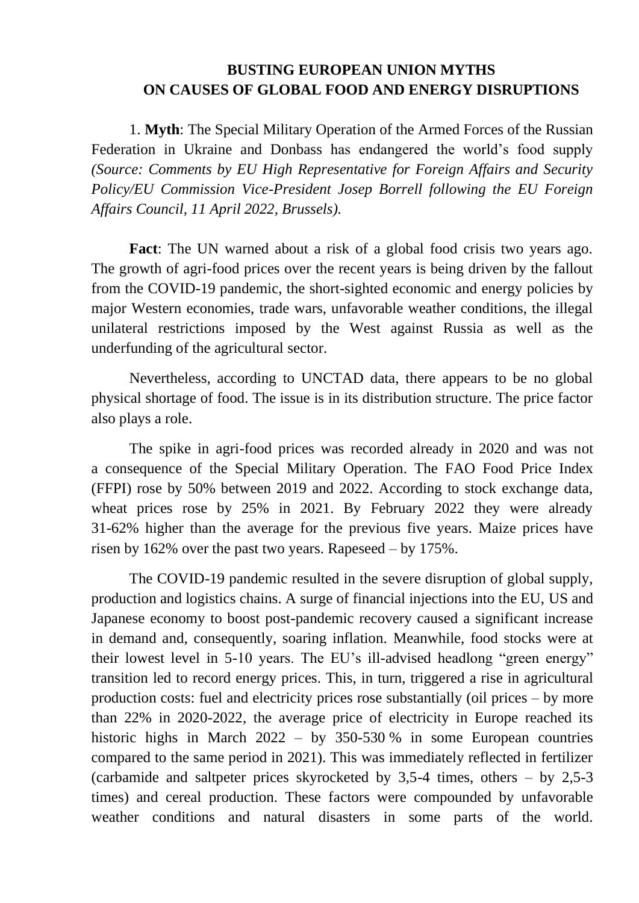# BUSTING EUROPEAN UNION MYTHS ON CAUSES OF GLOBAL FOOD AND ENERGY DISRUPTIONS

1. **Myth**: The Special Military Operation of the Armed Forces of the Russian Federation in Ukraine and Donbass has endangered the world's food supply *(Source: Comments by EU High Representative for Foreign Affairs and Security Policy/EU Commission Vice-President Josep Borrell following the EU Foreign Affairs Council, 11 April 2022, Brussels).*

**Fact**: The UN warned about a risk of a global food crisis two years ago. The growth of agri-food prices over the recent years is being driven by the fallout from the COVID-19 pandemic, the short-sighted economic and energy policies by major Western economies, trade wars, unfavorable weather conditions, the illegal unilateral restrictions imposed by the West against Russia as well as the underfunding of the agricultural sector.

Nevertheless, according to UNCTAD data, there appears to be no global physical shortage of food. The issue is in its distribution structure. The price factor also plays a role.

The spike in agri-food prices was recorded already in 2020 and was not a consequence of the Special Military Operation. The FAO Food Price Index (FFPI) rose by 50% between 2019 and 2022. According to stock exchange data, wheat prices rose by 25% in 2021. By February 2022 they were already 31-62% higher than the average for the previous five years. Maize prices have risen by 162% over the past two years. Rapeseed – by 175%.

The COVID-19 pandemic resulted in the severe disruption of global supply, production and logistics chains. A surge of financial injections into the EU, US and Japanese economy to boost post-pandemic recovery caused a significant increase in demand and, consequently, soaring inflation. Meanwhile, food stocks were at their lowest level in 5-10 years. The EU's ill-advised headlong "green energy" transition led to record energy prices. This, in turn, triggered a rise in agricultural production costs: fuel and electricity prices rose substantially (oil prices – by more than 22% in 2020-2022, the average price of electricity in Europe reached its historic highs in March 2022 – by 350-530 % in some European countries compared to the same period in 2021). This was immediately reflected in fertilizer (carbamide and saltpeter prices skyrocketed by 3,5-4 times, others – by 2,5-3 times) and cereal production. These factors were compounded by unfavorable weather conditions and natural disasters in some parts of the world.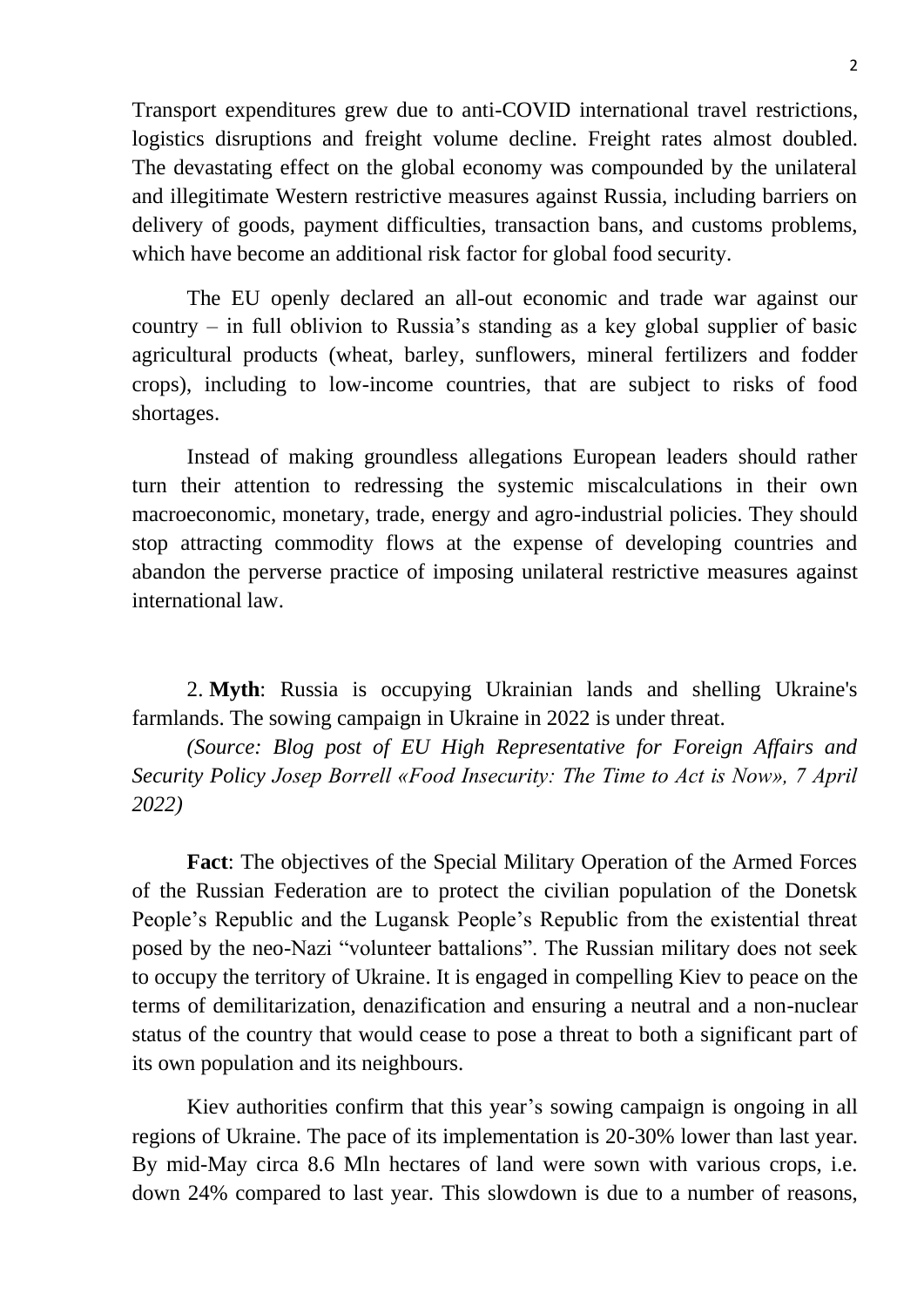Transport expenditures grew due to anti-COVID international travel restrictions, logistics disruptions and freight volume decline. Freight rates almost doubled. The devastating effect on the global economy was compounded by the unilateral and illegitimate Western restrictive measures against Russia, including barriers on delivery of goods, payment difficulties, transaction bans, and customs problems, which have become an additional risk factor for global food security.

The EU openly declared an all-out economic and trade war against our country – in full oblivion to Russia's standing as a key global supplier of basic agricultural products (wheat, barley, sunflowers, mineral fertilizers and fodder crops), including to low-income countries, that are subject to risks of food shortages.

Instead of making groundless allegations European leaders should rather turn their attention to redressing the systemic miscalculations in their own macroeconomic, monetary, trade, energy and agro-industrial policies. They should stop attracting commodity flows at the expense of developing countries and abandon the perverse practice of imposing unilateral restrictive measures against international law.

2. **Myth**: Russia is occupying Ukrainian lands and shelling Ukraine's farmlands. The sowing campaign in Ukraine in 2022 is under threat.

*(Source: Blog post of EU High Representative for Foreign Affairs and Security Policy Josep Borrell «Food Insecurity: The Time to Act is Now», 7 April 2022)*

**Fact**: The objectives of the Special Military Operation of the Armed Forces of the Russian Federation are to protect the civilian population of the Donetsk People's Republic and the Lugansk People's Republic from the existential threat posed by the neo-Nazi "volunteer battalions". The Russian military does not seek to occupy the territory of Ukraine. It is engaged in compelling Kiev to peace on the terms of demilitarization, denazification and ensuring a neutral and a non-nuclear status of the country that would cease to pose a threat to both a significant part of its own population and its neighbours.

Kiev authorities confirm that this year's sowing campaign is ongoing in all regions of Ukraine. The pace of its implementation is 20-30% lower than last year. By mid-May circa 8.6 Mln hectares of land were sown with various crops, i.e. down 24% compared to last year. This slowdown is due to a number of reasons,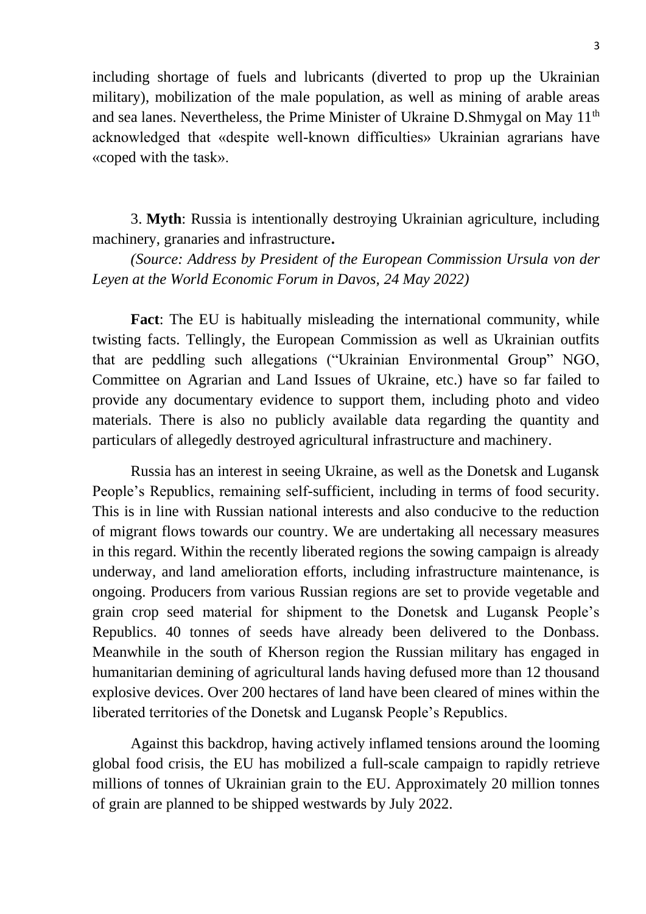including shortage of fuels and lubricants (diverted to prop up the Ukrainian military), mobilization of the male population, as well as mining of arable areas and sea lanes. Nevertheless, the Prime Minister of Ukraine D.Shmygal on May 11th acknowledged that «despite well-known difficulties» Ukrainian agrarians have «coped with the task».

3. **Myth**: Russia is intentionally destroying Ukrainian agriculture, including machinery, granaries and infrastructure**.**

*(Source: Address by President of the European Commission Ursula von der Leyen at the World Economic Forum in Davos, 24 May 2022)*

**Fact**: The EU is habitually misleading the international community, while twisting facts. Tellingly, the European Commission as well as Ukrainian outfits that are peddling such allegations ("Ukrainian Environmental Group" NGO, Committee on Agrarian and Land Issues of Ukraine, etc.) have so far failed to provide any documentary evidence to support them, including photo and video materials. There is also no publicly available data regarding the quantity and particulars of allegedly destroyed agricultural infrastructure and machinery.

Russia has an interest in seeing Ukraine, as well as the Donetsk and Lugansk People's Republics, remaining self-sufficient, including in terms of food security. This is in line with Russian national interests and also conducive to the reduction of migrant flows towards our country. We are undertaking all necessary measures in this regard. Within the recently liberated regions the sowing campaign is already underway, and land amelioration efforts, including infrastructure maintenance, is ongoing. Producers from various Russian regions are set to provide vegetable and grain crop seed material for shipment to the Donetsk and Lugansk People's Republics. 40 tonnes of seeds have already been delivered to the Donbass. Meanwhile in the south of Kherson region the Russian military has engaged in humanitarian demining of agricultural lands having defused more than 12 thousand explosive devices. Over 200 hectares of land have been cleared of mines within the liberated territories of the Donetsk and Lugansk People's Republics.

Against this backdrop, having actively inflamed tensions around the looming global food crisis, the EU has mobilized a full-scale campaign to rapidly retrieve millions of tonnes of Ukrainian grain to the EU. Approximately 20 million tonnes of grain are planned to be shipped westwards by July 2022.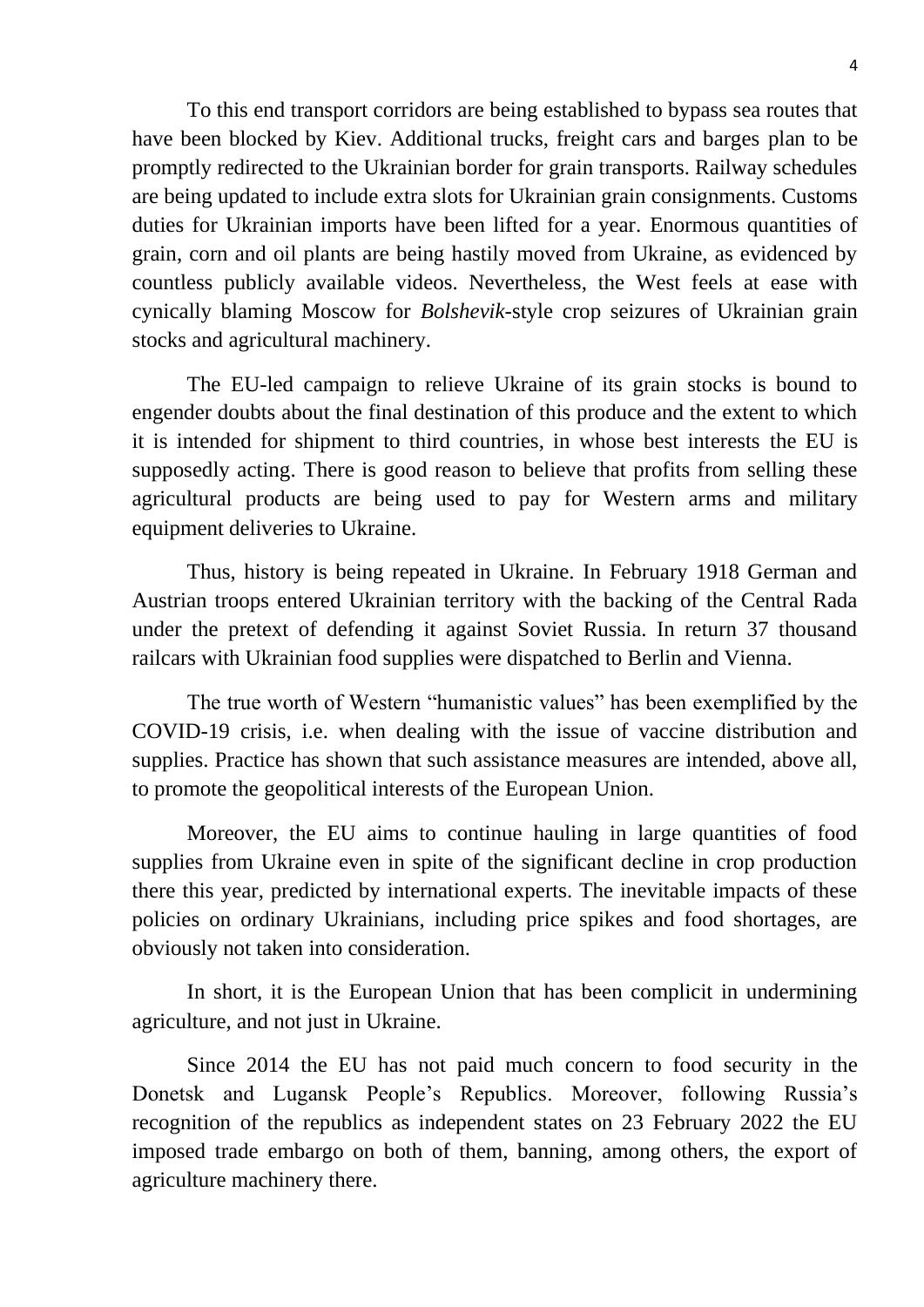To this end transport corridors are being established to bypass sea routes that have been blocked by Kiev. Additional trucks, freight cars and barges plan to be promptly redirected to the Ukrainian border for grain transports. Railway schedules are being updated to include extra slots for Ukrainian grain consignments. Customs duties for Ukrainian imports have been lifted for a year. Enormous quantities of grain, corn and oil plants are being hastily moved from Ukraine, as evidenced by countless publicly available videos. Nevertheless, the West feels at ease with cynically blaming Moscow for *Bolshevik*-style crop seizures of Ukrainian grain stocks and agricultural machinery.

The EU-led campaign to relieve Ukraine of its grain stocks is bound to engender doubts about the final destination of this produce and the extent to which it is intended for shipment to third countries, in whose best interests the EU is supposedly acting. There is good reason to believe that profits from selling these agricultural products are being used to pay for Western arms and military equipment deliveries to Ukraine.

Thus, history is being repeated in Ukraine. In February 1918 German and Austrian troops entered Ukrainian territory with the backing of the Central Rada under the pretext of defending it against Soviet Russia. In return 37 thousand railcars with Ukrainian food supplies were dispatched to Berlin and Vienna.

The true worth of Western "humanistic values" has been exemplified by the COVID-19 crisis, i.e. when dealing with the issue of vaccine distribution and supplies. Practice has shown that such assistance measures are intended, above all, to promote the geopolitical interests of the European Union.

Moreover, the EU aims to continue hauling in large quantities of food supplies from Ukraine even in spite of the significant decline in crop production there this year, predicted by international experts. The inevitable impacts of these policies on ordinary Ukrainians, including price spikes and food shortages, are obviously not taken into consideration.

In short, it is the European Union that has been complicit in undermining agriculture, and not just in Ukraine.

Since 2014 the EU has not paid much concern to food security in the Donetsk and Lugansk People's Republics. Moreover, following Russia's recognition of the republics as independent states on 23 February 2022 the EU imposed trade embargo on both of them, banning, among others, the export of agriculture machinery there.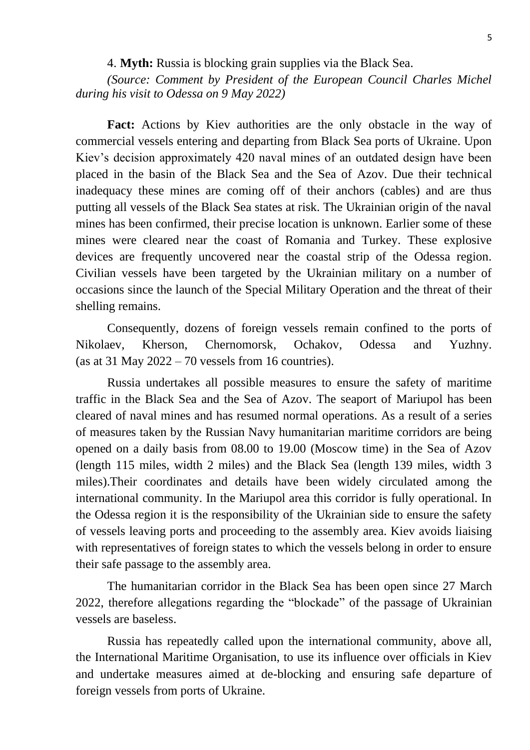4. **Myth:** Russia is blocking grain supplies via the Black Sea.

*(Source: Comment by President of the European Council Charles Michel during his visit to Odessa on 9 May 2022)*

**Fact:** Actions by Kiev authorities are the only obstacle in the way of commercial vessels entering and departing from Black Sea ports of Ukraine. Upon Kiev's decision approximately 420 naval mines of an outdated design have been placed in the basin of the Black Sea and the Sea of Azov. Due their technical inadequacy these mines are coming off of their anchors (cables) and are thus putting all vessels of the Black Sea states at risk. The Ukrainian origin of the naval mines has been confirmed, their precise location is unknown. Earlier some of these mines were cleared near the coast of Romania and Turkey. These explosive devices are frequently uncovered near the coastal strip of the Odessa region. Civilian vessels have been targeted by the Ukrainian military on a number of occasions since the launch of the Special Military Operation and the threat of their shelling remains.

Consequently, dozens of foreign vessels remain confined to the ports of Nikolaev, Kherson, Chernomorsk, Ochakov, Odessa and Yuzhny. (as at 31 May 2022 – 70 vessels from 16 countries).

Russia undertakes all possible measures to ensure the safety of maritime traffic in the Black Sea and the Sea of Azov. The seaport of Mariupol has been cleared of naval mines and has resumed normal operations. As a result of a series of measures taken by the Russian Navy humanitarian maritime corridors are being opened on a daily basis from 08.00 to 19.00 (Moscow time) in the Sea of Azov (length 115 miles, width 2 miles) and the Black Sea (length 139 miles, width 3 miles).Their coordinates and details have been widely circulated among the international community. In the Mariupol area this corridor is fully operational. In the Odessa region it is the responsibility of the Ukrainian side to ensure the safety of vessels leaving ports and proceeding to the assembly area. Kiev avoids liaising with representatives of foreign states to which the vessels belong in order to ensure their safe passage to the assembly area.

The humanitarian corridor in the Black Sea has been open since 27 March 2022, therefore allegations regarding the "blockade" of the passage of Ukrainian vessels are baseless.

Russia has repeatedly called upon the international community, above all, the International Maritime Organisation, to use its influence over officials in Kiev and undertake measures aimed at de-blocking and ensuring safe departure of foreign vessels from ports of Ukraine.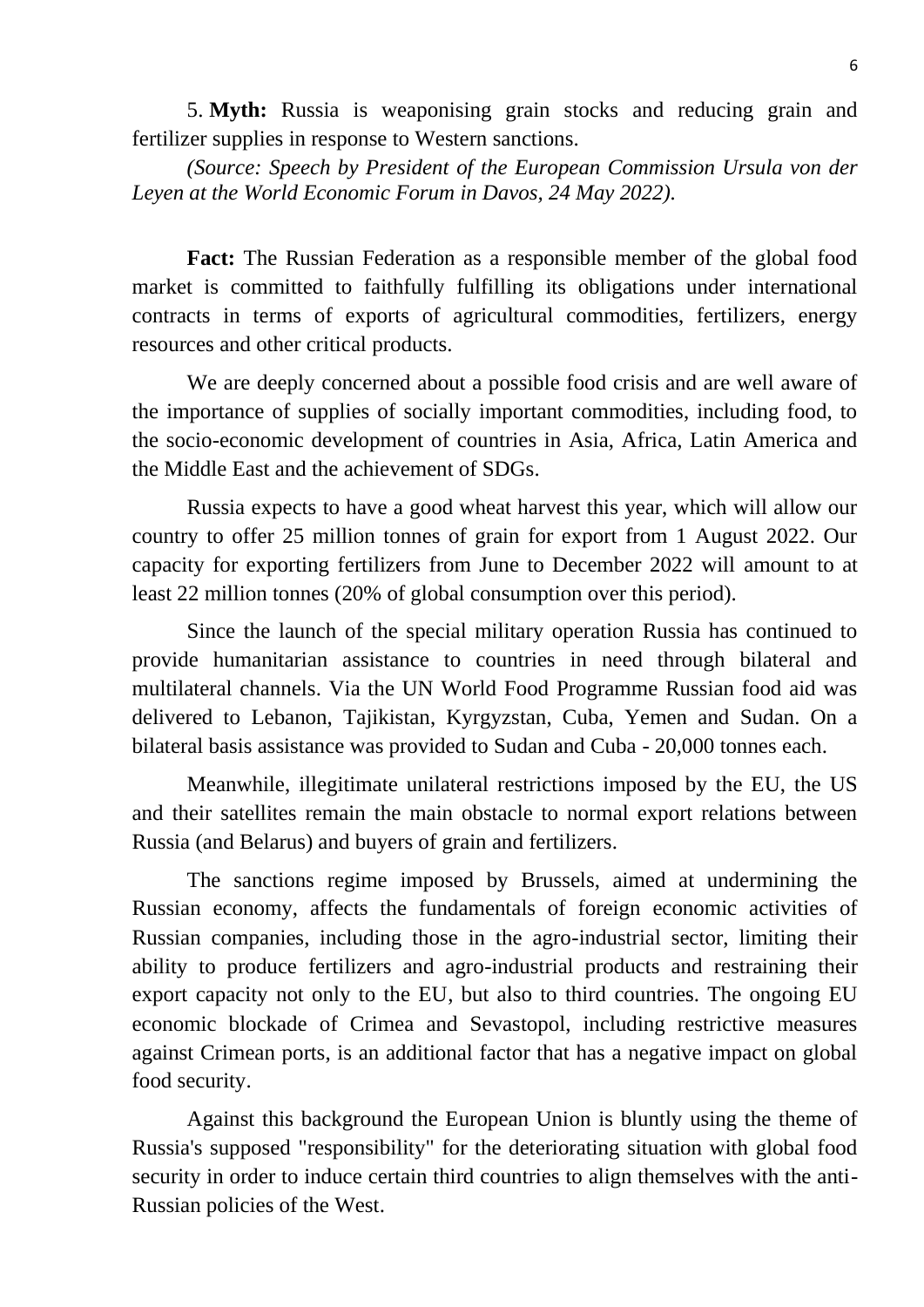5. **Myth:** Russia is weaponising grain stocks and reducing grain and fertilizer supplies in response to Western sanctions.

*(Source: Speech by President of the European Commission Ursula von der Leyen at the World Economic Forum in Davos, 24 May 2022).*

**Fact:** The Russian Federation as a responsible member of the global food market is committed to faithfully fulfilling its obligations under international contracts in terms of exports of agricultural commodities, fertilizers, energy resources and other critical products.

We are deeply concerned about a possible food crisis and are well aware of the importance of supplies of socially important commodities, including food, to the socio-economic development of countries in Asia, Africa, Latin America and the Middle East and the achievement of SDGs.

Russia expects to have a good wheat harvest this year, which will allow our country to offer 25 million tonnes of grain for export from 1 August 2022. Our capacity for exporting fertilizers from June to December 2022 will amount to at least 22 million tonnes (20% of global consumption over this period).

Since the launch of the special military operation Russia has continued to provide humanitarian assistance to countries in need through bilateral and multilateral channels. Via the UN World Food Programme Russian food aid was delivered to Lebanon, Tajikistan, Kyrgyzstan, Cuba, Yemen and Sudan. On a bilateral basis assistance was provided to Sudan and Cuba - 20,000 tonnes each.

Meanwhile, illegitimate unilateral restrictions imposed by the EU, the US and their satellites remain the main obstacle to normal export relations between Russia (and Belarus) and buyers of grain and fertilizers.

The sanctions regime imposed by Brussels, aimed at undermining the Russian economy, affects the fundamentals of foreign economic activities of Russian companies, including those in the agro-industrial sector, limiting their ability to produce fertilizers and agro-industrial products and restraining their export capacity not only to the EU, but also to third countries. The ongoing EU economic blockade of Crimea and Sevastopol, including restrictive measures against Crimean ports, is an additional factor that has a negative impact on global food security.

Against this background the European Union is bluntly using the theme of Russia's supposed "responsibility" for the deteriorating situation with global food security in order to induce certain third countries to align themselves with the anti-Russian policies of the West.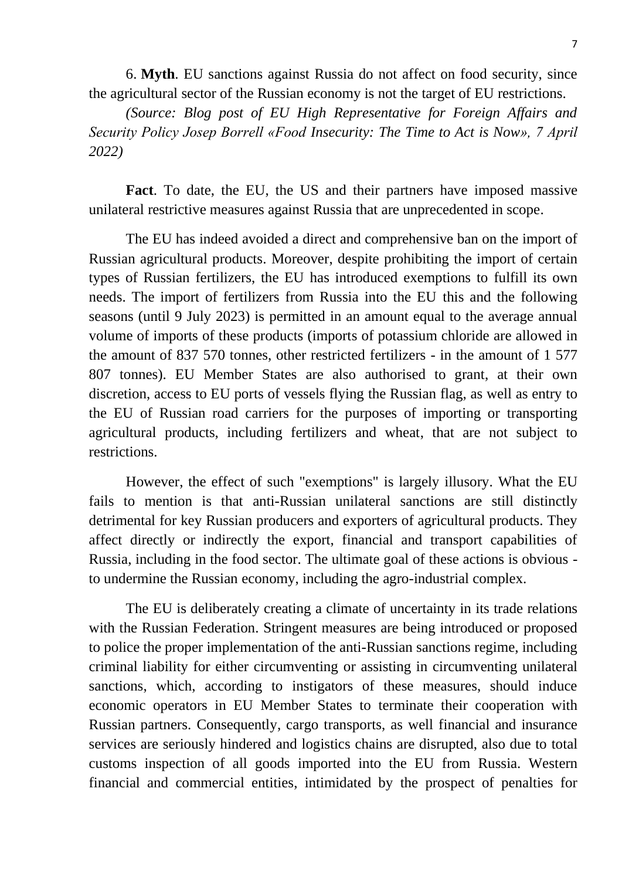6. **Myth**. EU sanctions against Russia do not affect on food security, since the agricultural sector of the Russian economy is not the target of EU restrictions.

*(Source: Blog post of EU High Representative for Foreign Affairs and Security Policy Josep Borrell «Food Insecurity: The Time to Act is Now», 7 April 2022)*

**Fact**. To date, the EU, the US and their partners have imposed massive unilateral restrictive measures against Russia that are unprecedented in scope.

The EU has indeed avoided a direct and comprehensive ban on the import of Russian agricultural products. Moreover, despite prohibiting the import of certain types of Russian fertilizers, the EU has introduced exemptions to fulfill its own needs. The import of fertilizers from Russia into the EU this and the following seasons (until 9 July 2023) is permitted in an amount equal to the average annual volume of imports of these products (imports of potassium chloride are allowed in the amount of 837 570 tonnes, other restricted fertilizers - in the amount of 1 577 807 tonnes). EU Member States are also authorised to grant, at their own discretion, access to EU ports of vessels flying the Russian flag, as well as entry to the EU of Russian road carriers for the purposes of importing or transporting agricultural products, including fertilizers and wheat, that are not subject to restrictions.

However, the effect of such "exemptions" is largely illusory. What the EU fails to mention is that anti-Russian unilateral sanctions are still distinctly detrimental for key Russian producers and exporters of agricultural products. They affect directly or indirectly the export, financial and transport capabilities of Russia, including in the food sector. The ultimate goal of these actions is obvious - to undermine the Russian economy, including the agro-industrial complex.

The EU is deliberately creating a climate of uncertainty in its trade relations with the Russian Federation. Stringent measures are being introduced or proposed to police the proper implementation of the anti-Russian sanctions regime, including criminal liability for either circumventing or assisting in circumventing unilateral sanctions, which, according to instigators of these measures, should induce economic operators in EU Member States to terminate their cooperation with Russian partners. Consequently, cargo transports, as well financial and insurance services are seriously hindered and logistics chains are disrupted, also due to total customs inspection of all goods imported into the EU from Russia. Western financial and commercial entities, intimidated by the prospect of penalties for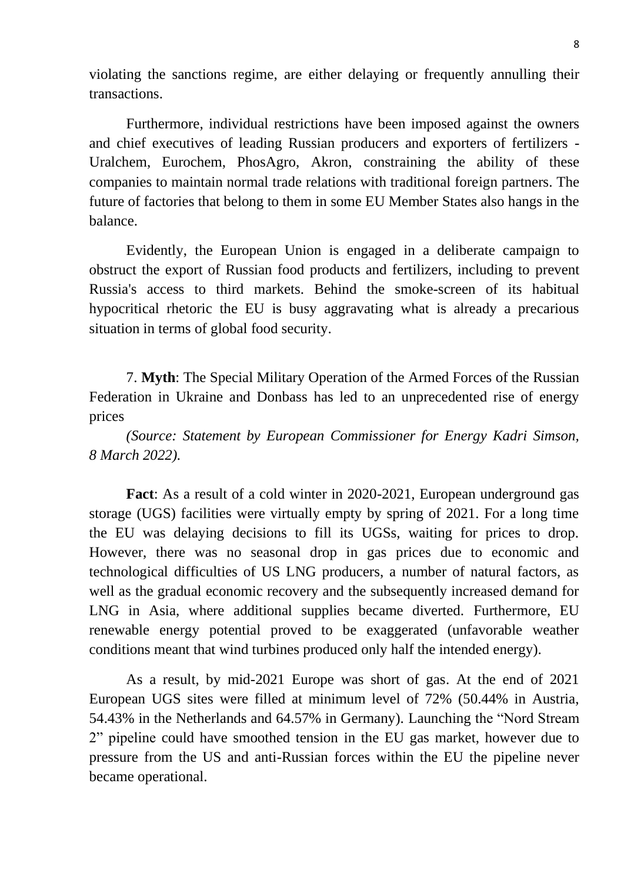violating the sanctions regime, are either delaying or frequently annulling their transactions.

Furthermore, individual restrictions have been imposed against the owners and chief executives of leading Russian producers and exporters of fertilizers - Uralchem, Eurochem, PhosAgro, Akron, constraining the ability of these companies to maintain normal trade relations with traditional foreign partners. The future of factories that belong to them in some EU Member States also hangs in the balance.

Evidently, the European Union is engaged in a deliberate campaign to obstruct the export of Russian food products and fertilizers, including to prevent Russia's access to third markets. Behind the smoke-screen of its habitual hypocritical rhetoric the EU is busy aggravating what is already a precarious situation in terms of global food security.

7. **Myth**: The Special Military Operation of the Armed Forces of the Russian Federation in Ukraine and Donbass has led to an unprecedented rise of energy prices

*(Source: Statement by European Commissioner for Energy Kadri Simson, 8 March 2022).*

**Fact**: As a result of a cold winter in 2020-2021, European underground gas storage (UGS) facilities were virtually empty by spring of 2021. For a long time the EU was delaying decisions to fill its UGSs, waiting for prices to drop. However, there was no seasonal drop in gas prices due to economic and technological difficulties of US LNG producers, a number of natural factors, as well as the gradual economic recovery and the subsequently increased demand for LNG in Asia, where additional supplies became diverted. Furthermore, EU renewable energy potential proved to be exaggerated (unfavorable weather conditions meant that wind turbines produced only half the intended energy).

As a result, by mid-2021 Europe was short of gas. At the end of 2021 European UGS sites were filled at minimum level of 72% (50.44% in Austria, 54.43% in the Netherlands and 64.57% in Germany). Launching the "Nord Stream 2" pipeline could have smoothed tension in the EU gas market, however due to pressure from the US and anti-Russian forces within the EU the pipeline never became operational.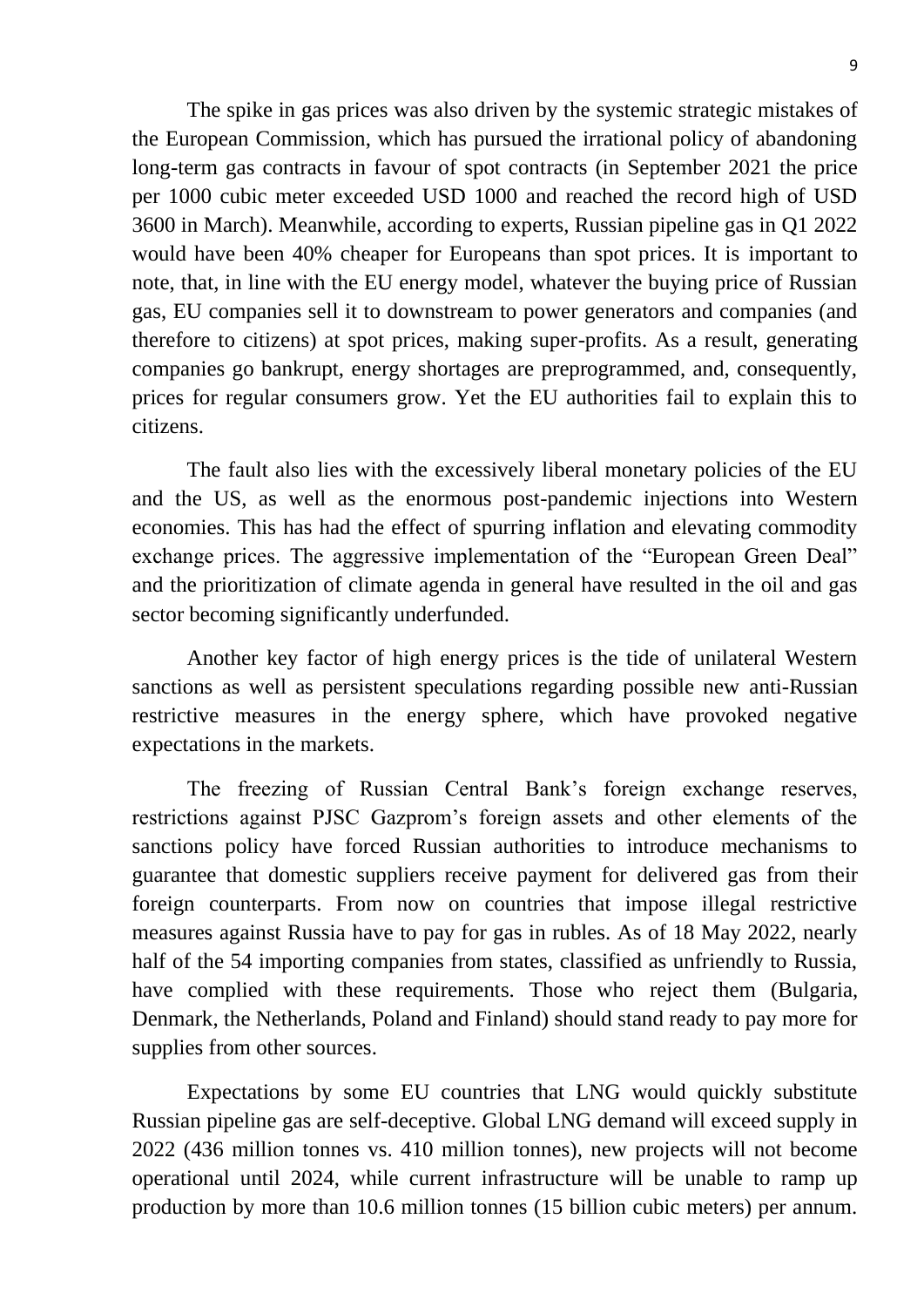The spike in gas prices was also driven by the systemic strategic mistakes of the European Commission, which has pursued the irrational policy of abandoning long-term gas contracts in favour of spot contracts (in September 2021 the price per 1000 cubic meter exceeded USD 1000 and reached the record high of USD 3600 in March). Meanwhile, according to experts, Russian pipeline gas in Q1 2022 would have been 40% cheaper for Europeans than spot prices. It is important to note, that, in line with the EU energy model, whatever the buying price of Russian gas, EU companies sell it to downstream to power generators and companies (and therefore to citizens) at spot prices, making super-profits. As a result, generating companies go bankrupt, energy shortages are preprogrammed, and, consequently, prices for regular consumers grow. Yet the EU authorities fail to explain this to citizens.

The fault also lies with the excessively liberal monetary policies of the EU and the US, as well as the enormous post-pandemic injections into Western economies. This has had the effect of spurring inflation and elevating commodity exchange prices. The aggressive implementation of the "European Green Deal" and the prioritization of climate agenda in general have resulted in the oil and gas sector becoming significantly underfunded.

Another key factor of high energy prices is the tide of unilateral Western sanctions as well as persistent speculations regarding possible new anti-Russian restrictive measures in the energy sphere, which have provoked negative expectations in the markets.

The freezing of Russian Central Bank's foreign exchange reserves, restrictions against PJSC Gazprom's foreign assets and other elements of the sanctions policy have forced Russian authorities to introduce mechanisms to guarantee that domestic suppliers receive payment for delivered gas from their foreign counterparts. From now on countries that impose illegal restrictive measures against Russia have to pay for gas in rubles. As of 18 May 2022, nearly half of the 54 importing companies from states, classified as unfriendly to Russia, have complied with these requirements. Those who reject them (Bulgaria, Denmark, the Netherlands, Poland and Finland) should stand ready to pay more for supplies from other sources.

Expectations by some EU countries that LNG would quickly substitute Russian pipeline gas are self-deceptive. Global LNG demand will exceed supply in 2022 (436 million tonnes vs. 410 million tonnes), new projects will not become operational until 2024, while current infrastructure will be unable to ramp up production by more than 10.6 million tonnes (15 billion cubic meters) per annum.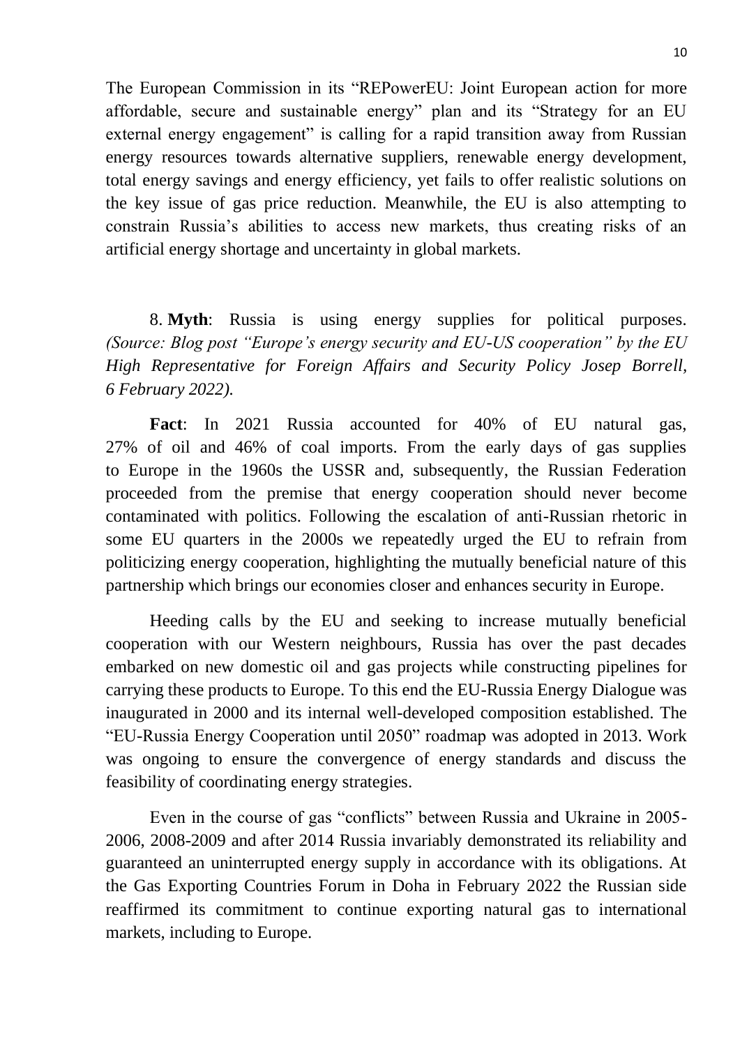The European Commission in its "REPowerEU: Joint European action for more affordable, secure and sustainable energy" plan and its "Strategy for an EU external energy engagement" is calling for a rapid transition away from Russian energy resources towards alternative suppliers, renewable energy development, total energy savings and energy efficiency, yet fails to offer realistic solutions on the key issue of gas price reduction. Meanwhile, the EU is also attempting to constrain Russia's abilities to access new markets, thus creating risks of an artificial energy shortage and uncertainty in global markets.

8. **Myth**: Russia is using energy supplies for political purposes. *(Source: Blog post "Europe's energy security and EU-US cooperation" by the EU High Representative for Foreign Affairs and Security Policy Josep Borrell, 6 February 2022).*

**Fact**: In 2021 Russia accounted for 40% of EU natural gas, 27% of oil and 46% of coal imports. From the early days of gas supplies to Europe in the 1960s the USSR and, subsequently, the Russian Federation proceeded from the premise that energy cooperation should never become contaminated with politics. Following the escalation of anti-Russian rhetoric in some EU quarters in the 2000s we repeatedly urged the EU to refrain from politicizing energy cooperation, highlighting the mutually beneficial nature of this partnership which brings our economies closer and enhances security in Europe.

Heeding calls by the EU and seeking to increase mutually beneficial cooperation with our Western neighbours, Russia has over the past decades embarked on new domestic oil and gas projects while constructing pipelines for carrying these products to Europe. To this end the EU-Russia Energy Dialogue was inaugurated in 2000 and its internal well-developed composition established. The "EU-Russia Energy Cooperation until 2050" roadmap was adopted in 2013. Work was ongoing to ensure the convergence of energy standards and discuss the feasibility of coordinating energy strategies.

Even in the course of gas "conflicts" between Russia and Ukraine in 2005-2006, 2008-2009 and after 2014 Russia invariably demonstrated its reliability and guaranteed an uninterrupted energy supply in accordance with its obligations. At the Gas Exporting Countries Forum in Doha in February 2022 the Russian side reaffirmed its commitment to continue exporting natural gas to international markets, including to Europe.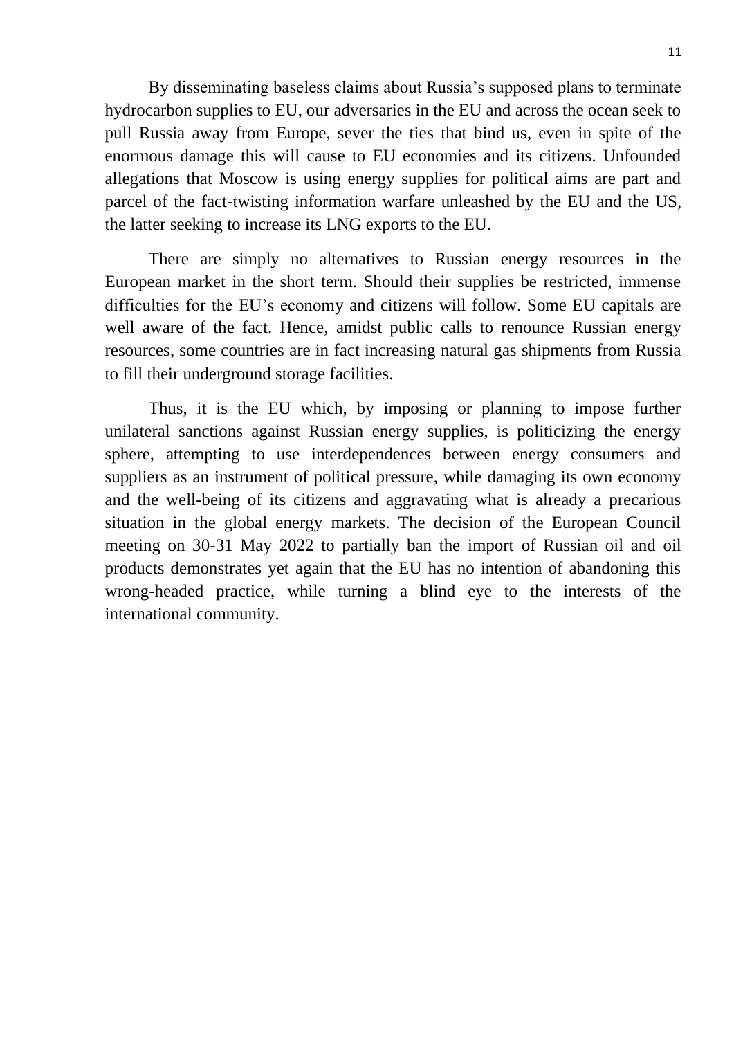By disseminating baseless claims about Russia's supposed plans to terminate hydrocarbon supplies to EU, our adversaries in the EU and across the ocean seek to pull Russia away from Europe, sever the ties that bind us, even in spite of the enormous damage this will cause to EU economies and its citizens. Unfounded allegations that Moscow is using energy supplies for political aims are part and parcel of the fact-twisting information warfare unleashed by the EU and the US, the latter seeking to increase its LNG exports to the EU.

There are simply no alternatives to Russian energy resources in the European market in the short term. Should their supplies be restricted, immense difficulties for the EU's economy and citizens will follow. Some EU capitals are well aware of the fact. Hence, amidst public calls to renounce Russian energy resources, some countries are in fact increasing natural gas shipments from Russia to fill their underground storage facilities.

Thus, it is the EU which, by imposing or planning to impose further unilateral sanctions against Russian energy supplies, is politicizing the energy sphere, attempting to use interdependences between energy consumers and suppliers as an instrument of political pressure, while damaging its own economy and the well-being of its citizens and aggravating what is already a precarious situation in the global energy markets. The decision of the European Council meeting on 30-31 May 2022 to partially ban the import of Russian oil and oil products demonstrates yet again that the EU has no intention of abandoning this wrong-headed practice, while turning a blind eye to the interests of the international community.